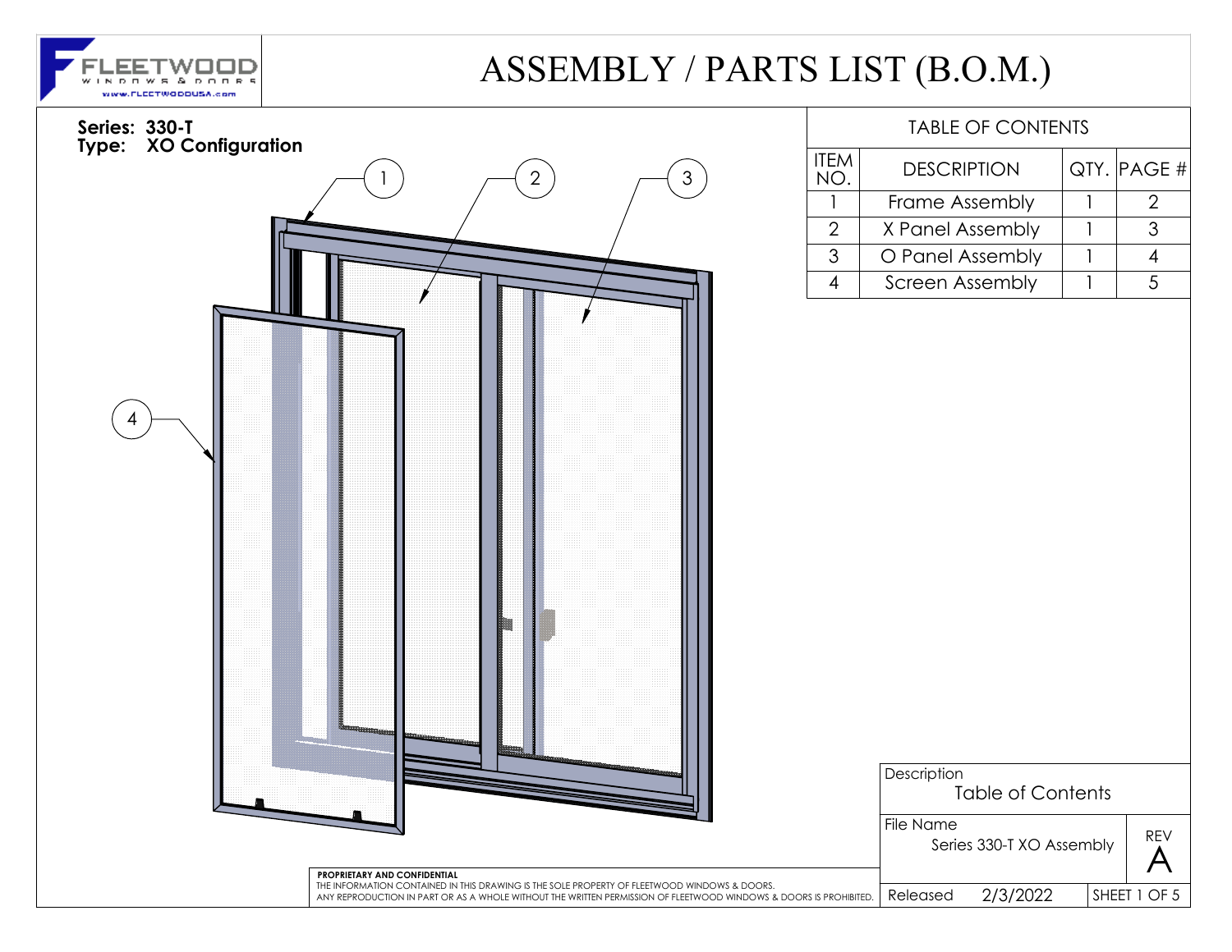FLEETWOOD WINDOWS & DOORS
www.FLEETWOODUSA.com

# ASSEMBLY / PARTS LIST (B.O.M.)

**Series: 330-T**
**Type: XO Configuration**

1 2 3 4

## TABLE OF CONTENTS

| ITEM NO. | DESCRIPTION | QTY. | PAGE # |
|---|---|---|---|
| 1 | Frame Assembly | 1 | 2 |
| 2 | X Panel Assembly | 1 | 3 |
| 3 | O Panel Assembly | 1 | 4 |
| 4 | Screen Assembly | 1 | 5 |

**PROPRIETARY AND CONFIDENTIAL**
THE INFORMATION CONTAINED IN THIS DRAWING IS THE SOLE PROPERTY OF FLEETWOOD WINDOWS & DOORS. ANY REPRODUCTION IN PART OR AS A WHOLE WITHOUT THE WRITTEN PERMISSION OF FLEETWOOD WINDOWS & DOORS IS PROHIBITED.

| Description | |
|---|---|
| Table of Contents | |
| File Name: Series 330-T XO Assembly | REV A |
| Released 2/3/2022 | SHEET 1 OF 5 |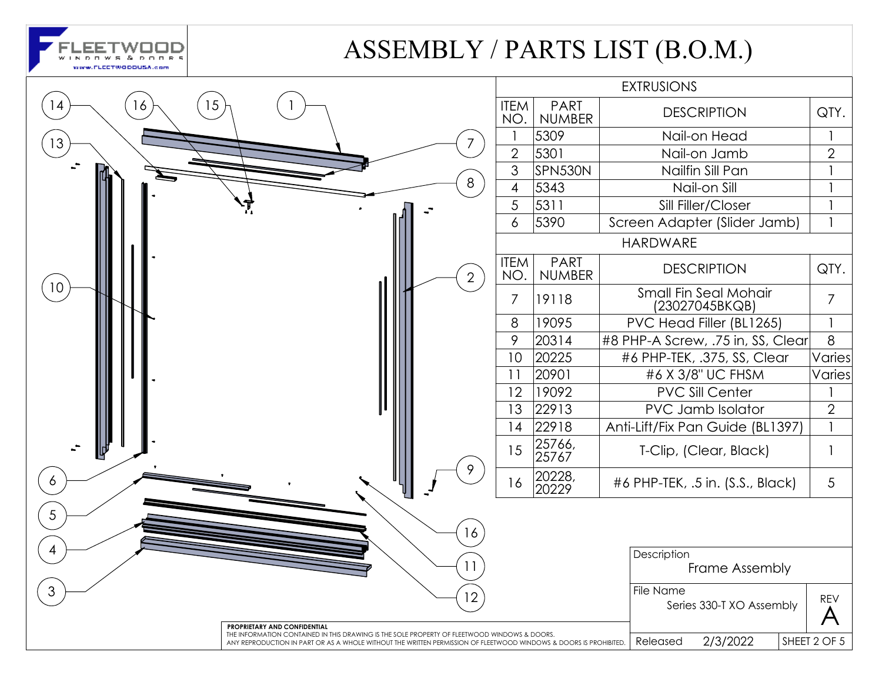# ASSEMBLY / PARTS LIST (B.O.M.)

FLEETWOOD WINDOWS & DOORS
www.FLEETWOODUSA.com

## EXTRUSIONS

| ITEM NO. | PART NUMBER | DESCRIPTION | QTY. |
|---|---|---|---|
| 1 | 5309 | Nail-on Head | 1 |
| 2 | 5301 | Nail-on Jamb | 2 |
| 3 | SPN530N | Nailfin Sill Pan | 1 |
| 4 | 5343 | Nail-on Sill | 1 |
| 5 | 5311 | Sill Filler/Closer | 1 |
| 6 | 5390 | Screen Adapter (Slider Jamb) | 1 |

## HARDWARE

| ITEM NO. | PART NUMBER | DESCRIPTION | QTY. |
|---|---|---|---|
| 7 | 19118 | Small Fin Seal Mohair (23027045BKQB) | 7 |
| 8 | 19095 | PVC Head Filler (BL1265) | 1 |
| 9 | 20314 | #8 PHP-A Screw, .75 in, SS, Clear | 8 |
| 10 | 20225 | #6 PHP-TEK, .375, SS, Clear | Varies |
| 11 | 20901 | #6 X 3/8" UC FHSM | Varies |
| 12 | 19092 | PVC Sill Center | 1 |
| 13 | 22913 | PVC Jamb Isolator | 2 |
| 14 | 22918 | Anti-Lift/Fix Pan Guide (BL1397) | 1 |
| 15 | 25766, 25767 | T-Clip, (Clear, Black) | 1 |
| 16 | 20228, 20229 | #6 PHP-TEK, .5 in. (S.S., Black) | 5 |

| Description | | |
|---|---|---|
| Frame Assembly | | |
| File Name: Series 330-T XO Assembly | | REV A |
| Released | 2/3/2022 | SHEET 2 OF 5 |

**PROPRIETARY AND CONFIDENTIAL**
THE INFORMATION CONTAINED IN THIS DRAWING IS THE SOLE PROPERTY OF FLEETWOOD WINDOWS & DOORS.
ANY REPRODUCTION IN PART OR AS A WHOLE WITHOUT THE WRITTEN PERMISSION OF FLEETWOOD WINDOWS & DOORS IS PROHIBITED.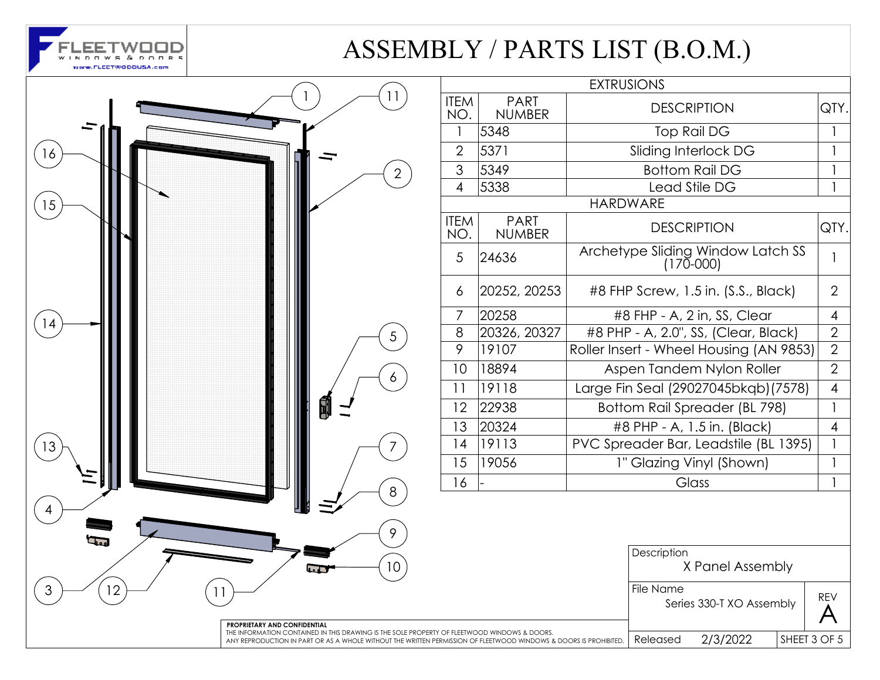# ASSEMBLY / PARTS LIST (B.O.M.)

FLEETWOOD WINDOWS & DOORS
www.FLEETWOODUSA.com

| EXTRUSIONS | | | |
|---|---|---|---|
| ITEM NO. | PART NUMBER | DESCRIPTION | QTY. |
| 1 | 5348 | Top Rail DG | 1 |
| 2 | 5371 | Sliding Interlock DG | 1 |
| 3 | 5349 | Bottom Rail DG | 1 |
| 4 | 5338 | Lead Stile DG | 1 |

| HARDWARE | | | |
|---|---|---|---|
| ITEM NO. | PART NUMBER | DESCRIPTION | QTY. |
| 5 | 24636 | Archetype Sliding Window Latch SS (170-000) | 1 |
| 6 | 20252, 20253 | #8 FHP Screw, 1.5 in. (S.S., Black) | 2 |
| 7 | 20258 | #8 FHP - A, 2 in, SS, Clear | 4 |
| 8 | 20326, 20327 | #8 PHP - A, 2.0", SS, (Clear, Black) | 2 |
| 9 | 19107 | Roller Insert - Wheel Housing (AN 9853) | 2 |
| 10 | 18894 | Aspen Tandem Nylon Roller | 2 |
| 11 | 19118 | Large Fin Seal (29027045bkqb)(7578) | 4 |
| 12 | 22938 | Bottom Rail Spreader (BL 798) | 1 |
| 13 | 20324 | #8 PHP - A, 1.5 in. (Black) | 4 |
| 14 | 19113 | PVC Spreader Bar, Leadstile (BL 1395) | 1 |
| 15 | 19056 | 1" Glazing Vinyl (Shown) | 1 |
| 16 | - | Glass | 1 |

| Description | X Panel Assembly | |
|---|---|---|
| File Name | Series 330-T XO Assembly | REV A |
| Released | 2/3/2022 | SHEET 3 OF 5 |

**PROPRIETARY AND CONFIDENTIAL**
THE INFORMATION CONTAINED IN THIS DRAWING IS THE SOLE PROPERTY OF FLEETWOOD WINDOWS & DOORS. ANY REPRODUCTION IN PART OR AS A WHOLE WITHOUT THE WRITTEN PERMISSION OF FLEETWOOD WINDOWS & DOORS IS PROHIBITED.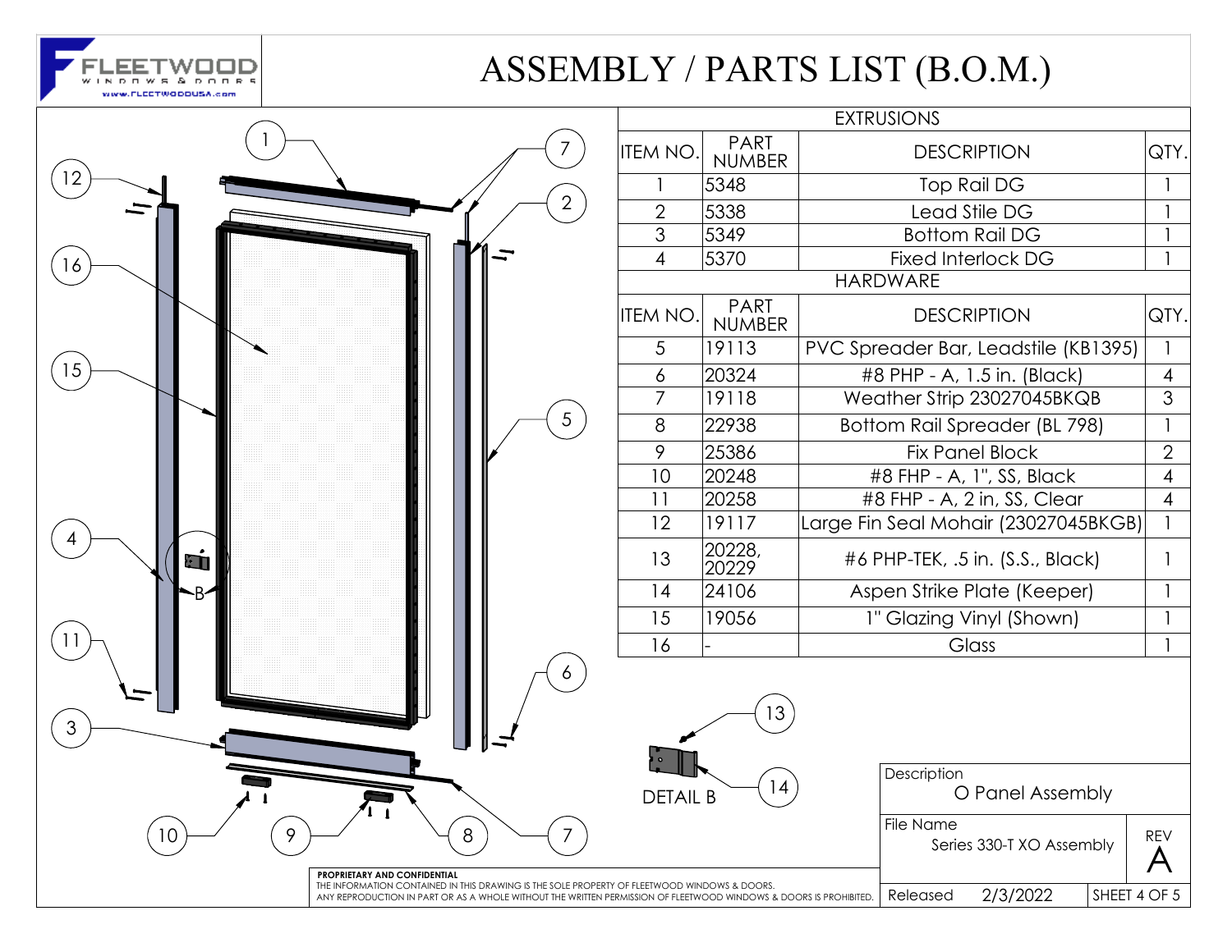# ASSEMBLY / PARTS LIST (B.O.M.)

FLEETWOOD WINDOWS & DOORS
www.FLEETWOODUSA.com

## EXTRUSIONS

| ITEM NO. | PART NUMBER | DESCRIPTION | QTY. |
|---|---|---|---|
| 1 | 5348 | Top Rail DG | 1 |
| 2 | 5338 | Lead Stile DG | 1 |
| 3 | 5349 | Bottom Rail DG | 1 |
| 4 | 5370 | Fixed Interlock DG | 1 |

## HARDWARE

| ITEM NO. | PART NUMBER | DESCRIPTION | QTY. |
|---|---|---|---|
| 5 | 19113 | PVC Spreader Bar, Leadstile (KB1395) | 1 |
| 6 | 20324 | #8 PHP - A, 1.5 in. (Black) | 4 |
| 7 | 19118 | Weather Strip 23027045BKQB | 3 |
| 8 | 22938 | Bottom Rail Spreader (BL 798) | 1 |
| 9 | 25386 | Fix Panel Block | 2 |
| 10 | 20248 | #8 FHP - A, 1", SS, Black | 4 |
| 11 | 20258 | #8 FHP - A, 2 in, SS, Clear | 4 |
| 12 | 19117 | Large Fin Seal Mohair (23027045BKGB) | 1 |
| 13 | 20228, 20229 | #6 PHP-TEK, .5 in. (S.S., Black) | 1 |
| 14 | 24106 | Aspen Strike Plate (Keeper) | 1 |
| 15 | 19056 | 1" Glazing Vinyl (Shown) | 1 |
| 16 | - | Glass | 1 |

DETAIL B

**PROPRIETARY AND CONFIDENTIAL**
THE INFORMATION CONTAINED IN THIS DRAWING IS THE SOLE PROPERTY OF FLEETWOOD WINDOWS & DOORS. ANY REPRODUCTION IN PART OR AS A WHOLE WITHOUT THE WRITTEN PERMISSION OF FLEETWOOD WINDOWS & DOORS IS PROHIBITED.

| Description | | |
|---|---|---|
| O Panel Assembly | | |
| File Name: Series 330-T XO Assembly | | REV: A |
| Released: 2/3/2022 | | SHEET 4 OF 5 |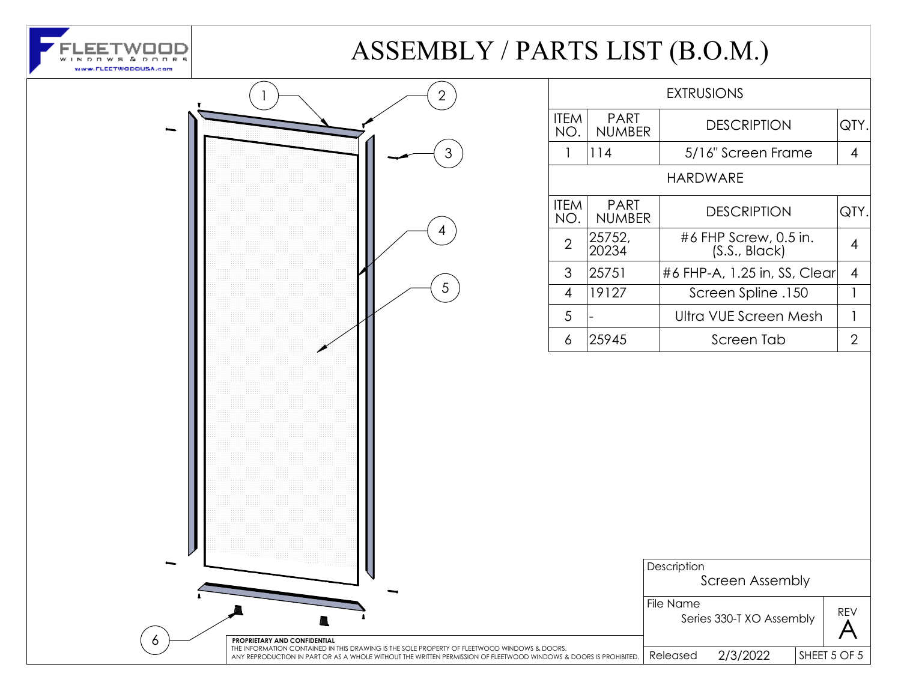FLEETWOOD WINDOWS & DOORS
www.FLEETWOODUSA.com

# ASSEMBLY / PARTS LIST (B.O.M.)

1
2
3
4
5
6

| EXTRUSIONS | | | |
|---|---|---|---|
| ITEM NO. | PART NUMBER | DESCRIPTION | QTY. |
| 1 | 114 | 5/16" Screen Frame | 4 |

| HARDWARE | | | |
|---|---|---|---|
| ITEM NO. | PART NUMBER | DESCRIPTION | QTY. |
| 2 | 25752, 20234 | #6 FHP Screw, 0.5 in. (S.S., Black) | 4 |
| 3 | 25751 | #6 FHP-A, 1.25 in, SS, Clear | 4 |
| 4 | 19127 | Screen Spline .150 | 1 |
| 5 | - | Ultra VUE Screen Mesh | 1 |
| 6 | 25945 | Screen Tab | 2 |

**PROPRIETARY AND CONFIDENTIAL**
THE INFORMATION CONTAINED IN THIS DRAWING IS THE SOLE PROPERTY OF FLEETWOOD WINDOWS & DOORS.
ANY REPRODUCTION IN PART OR AS A WHOLE WITHOUT THE WRITTEN PERMISSION OF FLEETWOOD WINDOWS & DOORS IS PROHIBITED.

| | |
|---|---|
| Description | Screen Assembly |
| File Name | Series 330-T XO Assembly |
| REV | A |
| Released | 2/3/2022 |
| SHEET 5 OF 5 | |